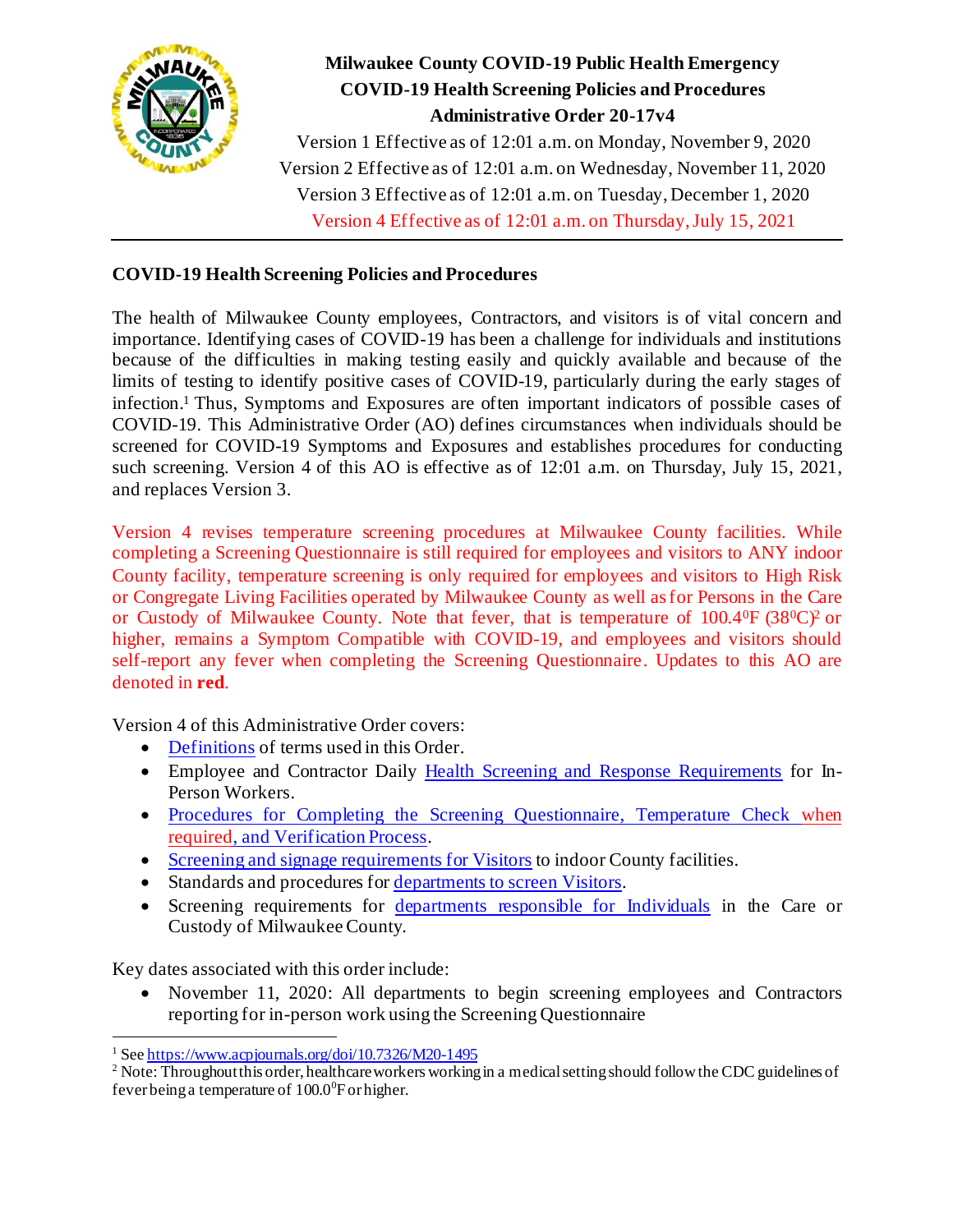# Milwaukee County COVID-19 Public Health Emergency
## COVID-19 Health Screening Policies and Procedures
## Administrative Order 20-17v4

Version 1 Effective as of 12:01 a.m. on Monday, November 9, 2020
Version 2 Effective as of 12:01 a.m. on Wednesday, November 11, 2020
Version 3 Effective as of 12:01 a.m. on Tuesday, December 1, 2020
Version 4 Effective as of 12:01 a.m. on Thursday, July 15, 2021

---

**COVID-19 Health Screening Policies and Procedures**

The health of Milwaukee County employees, Contractors, and visitors is of vital concern and importance. Identifying cases of COVID-19 has been a challenge for individuals and institutions because of the difficulties in making testing easily and quickly available and because of the limits of testing to identify positive cases of COVID-19, particularly during the early stages of infection.[1] Thus, Symptoms and Exposures are often important indicators of possible cases of COVID-19. This Administrative Order (AO) defines circumstances when individuals should be screened for COVID-19 Symptoms and Exposures and establishes procedures for conducting such screening. Version 4 of this AO is effective as of 12:01 a.m. on Thursday, July 15, 2021, and replaces Version 3.

Version 4 revises temperature screening procedures at Milwaukee County facilities. While completing a Screening Questionnaire is still required for employees and visitors to ANY indoor County facility, temperature screening is only required for employees and visitors to High Risk or Congregate Living Facilities operated by Milwaukee County as well as for Persons in the Care or Custody of Milwaukee County. Note that fever, that is temperature of 100.4°F (38°C)[2] or higher, remains a Symptom Compatible with COVID-19, and employees and visitors should self-report any fever when completing the Screening Questionnaire. Updates to this AO are denoted in **red**.

Version 4 of this Administrative Order covers:

- Definitions of terms used in this Order.
- Employee and Contractor Daily Health Screening and Response Requirements for In-Person Workers.
- Procedures for Completing the Screening Questionnaire, Temperature Check when required, and Verification Process.
- Screening and signage requirements for Visitors to indoor County facilities.
- Standards and procedures for departments to screen Visitors.
- Screening requirements for departments responsible for Individuals in the Care or Custody of Milwaukee County.

Key dates associated with this order include:

- November 11, 2020: All departments to begin screening employees and Contractors reporting for in-person work using the Screening Questionnaire

---

[1] See https://www.acpjournals.org/doi/10.7326/M20-1495

[2] Note: Throughout this order, healthcare workers working in a medical setting should follow the CDC guidelines of fever being a temperature of 100.0°F or higher.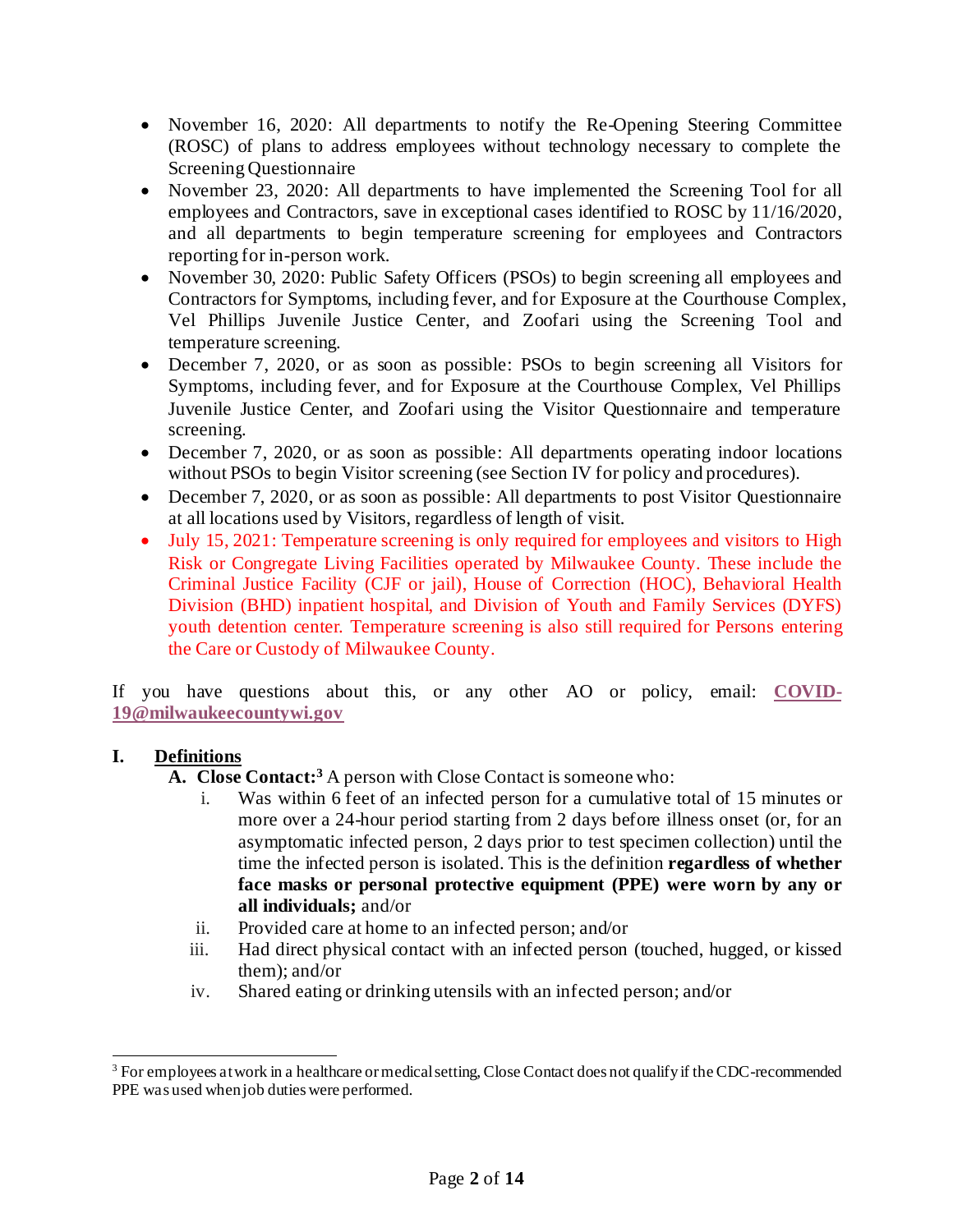- November 16, 2020: All departments to notify the Re-Opening Steering Committee (ROSC) of plans to address employees without technology necessary to complete the Screening Questionnaire
- November 23, 2020: All departments to have implemented the Screening Tool for all employees and Contractors, save in exceptional cases identified to ROSC by 11/16/2020, and all departments to begin temperature screening for employees and Contractors reporting for in-person work.
- November 30, 2020: Public Safety Officers (PSOs) to begin screening all employees and Contractors for Symptoms, including fever, and for Exposure at the Courthouse Complex, Vel Phillips Juvenile Justice Center, and Zoofari using the Screening Tool and temperature screening.
- December 7, 2020, or as soon as possible: PSOs to begin screening all Visitors for Symptoms, including fever, and for Exposure at the Courthouse Complex, Vel Phillips Juvenile Justice Center, and Zoofari using the Visitor Questionnaire and temperature screening.
- December 7, 2020, or as soon as possible: All departments operating indoor locations without PSOs to begin Visitor screening (see Section IV for policy and procedures).
- December 7, 2020, or as soon as possible: All departments to post Visitor Questionnaire at all locations used by Visitors, regardless of length of visit.
- July 15, 2021: Temperature screening is only required for employees and visitors to High Risk or Congregate Living Facilities operated by Milwaukee County. These include the Criminal Justice Facility (CJF or jail), House of Correction (HOC), Behavioral Health Division (BHD) inpatient hospital, and Division of Youth and Family Services (DYFS) youth detention center. Temperature screening is also still required for Persons entering the Care or Custody of Milwaukee County.

If you have questions about this, or any other AO or policy, email: **COVID-19@milwaukeecountywi.gov**

## I. Definitions

**A. Close Contact:**[3] A person with Close Contact is someone who:

i. Was within 6 feet of an infected person for a cumulative total of 15 minutes or more over a 24-hour period starting from 2 days before illness onset (or, for an asymptomatic infected person, 2 days prior to test specimen collection) until the time the infected person is isolated. This is the definition **regardless of whether face masks or personal protective equipment (PPE) were worn by any or all individuals;** and/or

ii. Provided care at home to an infected person; and/or

iii. Had direct physical contact with an infected person (touched, hugged, or kissed them); and/or

iv. Shared eating or drinking utensils with an infected person; and/or

[3] For employees at work in a healthcare or medical setting, Close Contact does not qualify if the CDC-recommended PPE was used when job duties were performed.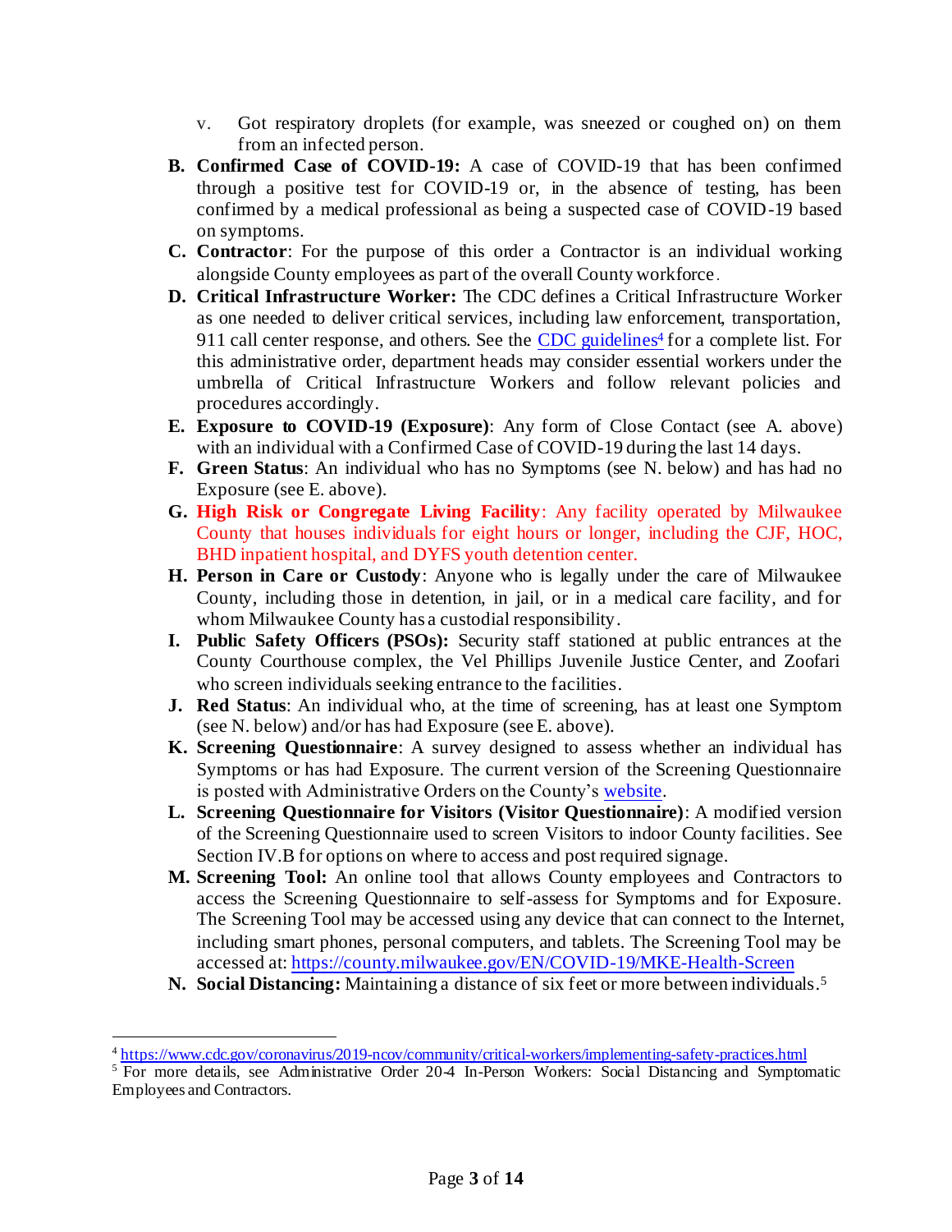v. Got respiratory droplets (for example, was sneezed or coughed on) on them from an infected person.

**B. Confirmed Case of COVID-19:** A case of COVID-19 that has been confirmed through a positive test for COVID-19 or, in the absence of testing, has been confirmed by a medical professional as being a suspected case of COVID-19 based on symptoms.

**C. Contractor**: For the purpose of this order a Contractor is an individual working alongside County employees as part of the overall County workforce.

**D. Critical Infrastructure Worker:** The CDC defines a Critical Infrastructure Worker as one needed to deliver critical services, including law enforcement, transportation, 911 call center response, and others. See the [CDC guidelines](https://www.cdc.gov/coronavirus/2019-ncov/community/critical-workers/implementing-safety-practices.html)[4] for a complete list. For this administrative order, department heads may consider essential workers under the umbrella of Critical Infrastructure Workers and follow relevant policies and procedures accordingly.

**E. Exposure to COVID-19 (Exposure)**: Any form of Close Contact (see A. above) with an individual with a Confirmed Case of COVID-19 during the last 14 days.

**F. Green Status**: An individual who has no Symptoms (see N. below) and has had no Exposure (see E. above).

**G. High Risk or Congregate Living Facility**: Any facility operated by Milwaukee County that houses individuals for eight hours or longer, including the CJF, HOC, BHD inpatient hospital, and DYFS youth detention center.

**H. Person in Care or Custody**: Anyone who is legally under the care of Milwaukee County, including those in detention, in jail, or in a medical care facility, and for whom Milwaukee County has a custodial responsibility.

**I. Public Safety Officers (PSOs):** Security staff stationed at public entrances at the County Courthouse complex, the Vel Phillips Juvenile Justice Center, and Zoofari who screen individuals seeking entrance to the facilities.

**J. Red Status**: An individual who, at the time of screening, has at least one Symptom (see N. below) and/or has had Exposure (see E. above).

**K. Screening Questionnaire**: A survey designed to assess whether an individual has Symptoms or has had Exposure. The current version of the Screening Questionnaire is posted with Administrative Orders on the County's website.

**L. Screening Questionnaire for Visitors (Visitor Questionnaire)**: A modified version of the Screening Questionnaire used to screen Visitors to indoor County facilities. See Section IV.B for options on where to access and post required signage.

**M. Screening Tool:** An online tool that allows County employees and Contractors to access the Screening Questionnaire to self-assess for Symptoms and for Exposure. The Screening Tool may be accessed using any device that can connect to the Internet, including smart phones, personal computers, and tablets. The Screening Tool may be accessed at: https://county.milwaukee.gov/EN/COVID-19/MKE-Health-Screen

**N. Social Distancing:** Maintaining a distance of six feet or more between individuals.[5]

---

[4] https://www.cdc.gov/coronavirus/2019-ncov/community/critical-workers/implementing-safety-practices.html

[5] For more details, see Administrative Order 20-4 In-Person Workers: Social Distancing and Symptomatic Employees and Contractors.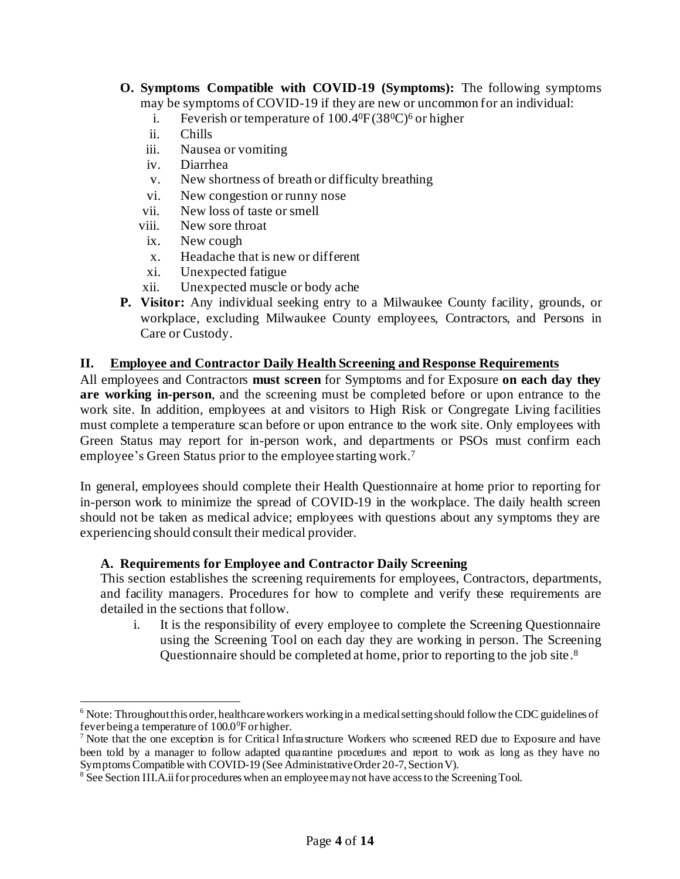**O. Symptoms Compatible with COVID-19 (Symptoms):** The following symptoms may be symptoms of COVID-19 if they are new or uncommon for an individual:

i. Feverish or temperature of 100.4$^0$F (38$^0$C)[6] or higher
ii. Chills
iii. Nausea or vomiting
iv. Diarrhea
v. New shortness of breath or difficulty breathing
vi. New congestion or runny nose
vii. New loss of taste or smell
viii. New sore throat
ix. New cough
x. Headache that is new or different
xi. Unexpected fatigue
xii. Unexpected muscle or body ache

**P. Visitor:** Any individual seeking entry to a Milwaukee County facility, grounds, or workplace, excluding Milwaukee County employees, Contractors, and Persons in Care or Custody.

## II. Employee and Contractor Daily Health Screening and Response Requirements

All employees and Contractors **must screen** for Symptoms and for Exposure **on each day they are working in-person**, and the screening must be completed before or upon entrance to the work site. In addition, employees at and visitors to High Risk or Congregate Living facilities must complete a temperature scan before or upon entrance to the work site. Only employees with Green Status may report for in-person work, and departments or PSOs must confirm each employee's Green Status prior to the employee starting work.[7]

In general, employees should complete their Health Questionnaire at home prior to reporting for in-person work to minimize the spread of COVID-19 in the workplace. The daily health screen should not be taken as medical advice; employees with questions about any symptoms they are experiencing should consult their medical provider.

### A. Requirements for Employee and Contractor Daily Screening

This section establishes the screening requirements for employees, Contractors, departments, and facility managers. Procedures for how to complete and verify these requirements are detailed in the sections that follow.

i. It is the responsibility of every employee to complete the Screening Questionnaire using the Screening Tool on each day they are working in person. The Screening Questionnaire should be completed at home, prior to reporting to the job site.[8]

---

[6] Note: Throughout this order, healthcare workers working in a medical setting should follow the CDC guidelines of fever being a temperature of 100.0$^0$F or higher.

[7] Note that the one exception is for Critical Infrastructure Workers who screened RED due to Exposure and have been told by a manager to follow adapted quarantine procedures and report to work as long as they have no Symptoms Compatible with COVID-19 (See Administrative Order 20-7, Section V).

[8] See Section III.A.ii for procedures when an employee may not have access to the Screening Tool.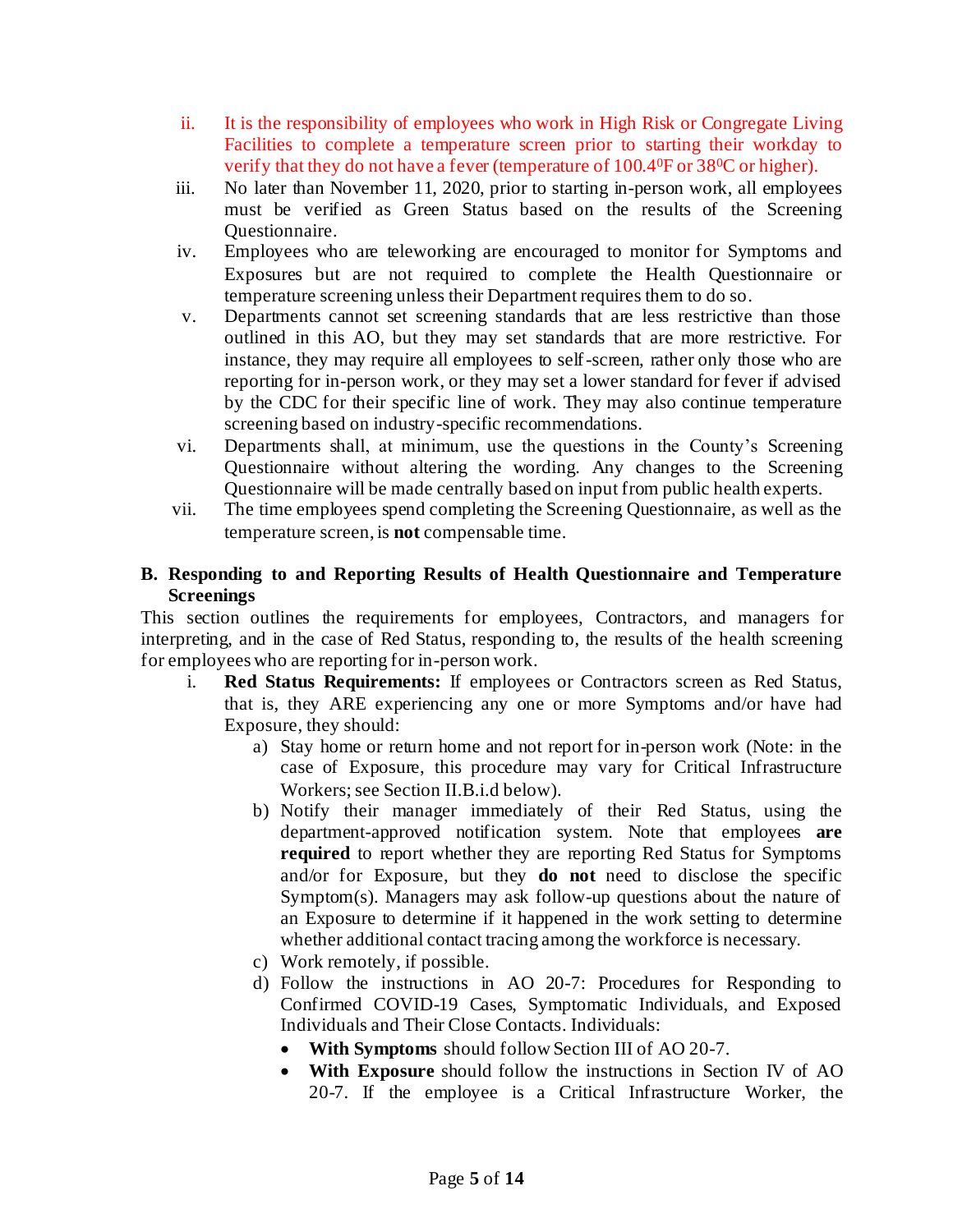ii. It is the responsibility of employees who work in High Risk or Congregate Living Facilities to complete a temperature screen prior to starting their workday to verify that they do not have a fever (temperature of 100.4$^0$F or 38$^0$C or higher).

iii. No later than November 11, 2020, prior to starting in-person work, all employees must be verified as Green Status based on the results of the Screening Questionnaire.

iv. Employees who are teleworking are encouraged to monitor for Symptoms and Exposures but are not required to complete the Health Questionnaire or temperature screening unless their Department requires them to do so.

v. Departments cannot set screening standards that are less restrictive than those outlined in this AO, but they may set standards that are more restrictive. For instance, they may require all employees to self-screen, rather only those who are reporting for in-person work, or they may set a lower standard for fever if advised by the CDC for their specific line of work. They may also continue temperature screening based on industry-specific recommendations.

vi. Departments shall, at minimum, use the questions in the County's Screening Questionnaire without altering the wording. Any changes to the Screening Questionnaire will be made centrally based on input from public health experts.

vii. The time employees spend completing the Screening Questionnaire, as well as the temperature screen, is **not** compensable time.

**B. Responding to and Reporting Results of Health Questionnaire and Temperature Screenings**

This section outlines the requirements for employees, Contractors, and managers for interpreting, and in the case of Red Status, responding to, the results of the health screening for employees who are reporting for in-person work.

i. **Red Status Requirements:** If employees or Contractors screen as Red Status, that is, they ARE experiencing any one or more Symptoms and/or have had Exposure, they should:

   a) Stay home or return home and not report for in-person work (Note: in the case of Exposure, this procedure may vary for Critical Infrastructure Workers; see Section II.B.i.d below).

   b) Notify their manager immediately of their Red Status, using the department-approved notification system. Note that employees **are required** to report whether they are reporting Red Status for Symptoms and/or for Exposure, but they **do not** need to disclose the specific Symptom(s). Managers may ask follow-up questions about the nature of an Exposure to determine if it happened in the work setting to determine whether additional contact tracing among the workforce is necessary.

   c) Work remotely, if possible.

   d) Follow the instructions in AO 20-7: Procedures for Responding to Confirmed COVID-19 Cases, Symptomatic Individuals, and Exposed Individuals and Their Close Contacts. Individuals:

      - **With Symptoms** should follow Section III of AO 20-7.
      - **With Exposure** should follow the instructions in Section IV of AO 20-7. If the employee is a Critical Infrastructure Worker, the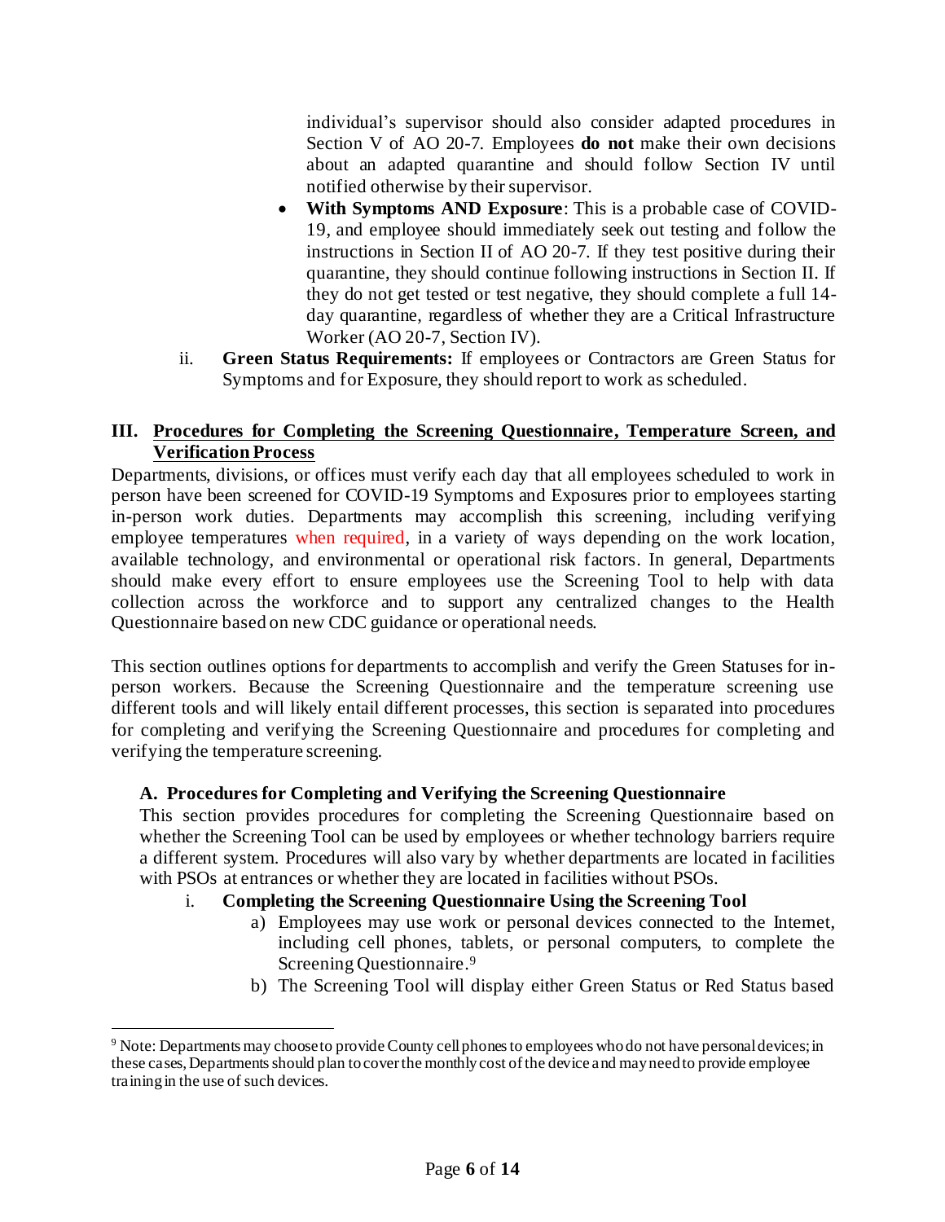individual's supervisor should also consider adapted procedures in Section V of AO 20-7. Employees **do not** make their own decisions about an adapted quarantine and should follow Section IV until notified otherwise by their supervisor.

- **With Symptoms AND Exposure**: This is a probable case of COVID-19, and employee should immediately seek out testing and follow the instructions in Section II of AO 20-7. If they test positive during their quarantine, they should continue following instructions in Section II. If they do not get tested or test negative, they should complete a full 14-day quarantine, regardless of whether they are a Critical Infrastructure Worker (AO 20-7, Section IV).

ii. **Green Status Requirements:** If employees or Contractors are Green Status for Symptoms and for Exposure, they should report to work as scheduled.

## III. Procedures for Completing the Screening Questionnaire, Temperature Screen, and Verification Process

Departments, divisions, or offices must verify each day that all employees scheduled to work in person have been screened for COVID-19 Symptoms and Exposures prior to employees starting in-person work duties. Departments may accomplish this screening, including verifying employee temperatures when required, in a variety of ways depending on the work location, available technology, and environmental or operational risk factors. In general, Departments should make every effort to ensure employees use the Screening Tool to help with data collection across the workforce and to support any centralized changes to the Health Questionnaire based on new CDC guidance or operational needs.

This section outlines options for departments to accomplish and verify the Green Statuses for in-person workers. Because the Screening Questionnaire and the temperature screening use different tools and will likely entail different processes, this section is separated into procedures for completing and verifying the Screening Questionnaire and procedures for completing and verifying the temperature screening.

### A. Procedures for Completing and Verifying the Screening Questionnaire

This section provides procedures for completing the Screening Questionnaire based on whether the Screening Tool can be used by employees or whether technology barriers require a different system. Procedures will also vary by whether departments are located in facilities with PSOs at entrances or whether they are located in facilities without PSOs.

i. **Completing the Screening Questionnaire Using the Screening Tool**

a) Employees may use work or personal devices connected to the Internet, including cell phones, tablets, or personal computers, to complete the Screening Questionnaire.[9]

b) The Screening Tool will display either Green Status or Red Status based

[9] Note: Departments may choose to provide County cell phones to employees who do not have personal devices; in these cases, Departments should plan to cover the monthly cost of the device and may need to provide employee training in the use of such devices.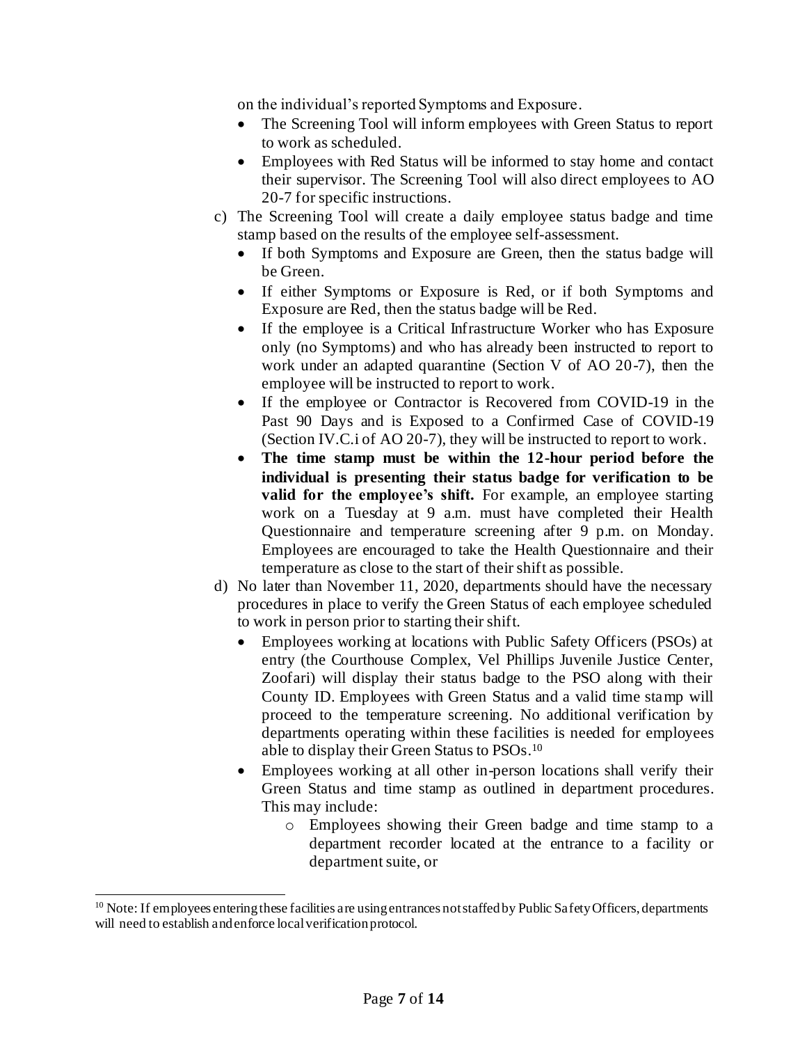on the individual's reported Symptoms and Exposure.

- The Screening Tool will inform employees with Green Status to report to work as scheduled.
- Employees with Red Status will be informed to stay home and contact their supervisor. The Screening Tool will also direct employees to AO 20-7 for specific instructions.

c) The Screening Tool will create a daily employee status badge and time stamp based on the results of the employee self-assessment.

- If both Symptoms and Exposure are Green, then the status badge will be Green.
- If either Symptoms or Exposure is Red, or if both Symptoms and Exposure are Red, then the status badge will be Red.
- If the employee is a Critical Infrastructure Worker who has Exposure only (no Symptoms) and who has already been instructed to report to work under an adapted quarantine (Section V of AO 20-7), then the employee will be instructed to report to work.
- If the employee or Contractor is Recovered from COVID-19 in the Past 90 Days and is Exposed to a Confirmed Case of COVID-19 (Section IV.C.i of AO 20-7), they will be instructed to report to work.
- **The time stamp must be within the 12-hour period before the individual is presenting their status badge for verification to be valid for the employee's shift.** For example, an employee starting work on a Tuesday at 9 a.m. must have completed their Health Questionnaire and temperature screening after 9 p.m. on Monday. Employees are encouraged to take the Health Questionnaire and their temperature as close to the start of their shift as possible.

d) No later than November 11, 2020, departments should have the necessary procedures in place to verify the Green Status of each employee scheduled to work in person prior to starting their shift.

- Employees working at locations with Public Safety Officers (PSOs) at entry (the Courthouse Complex, Vel Phillips Juvenile Justice Center, Zoofari) will display their status badge to the PSO along with their County ID. Employees with Green Status and a valid time stamp will proceed to the temperature screening. No additional verification by departments operating within these facilities is needed for employees able to display their Green Status to PSOs.[10]
- Employees working at all other in-person locations shall verify their Green Status and time stamp as outlined in department procedures. This may include:
  - Employees showing their Green badge and time stamp to a department recorder located at the entrance to a facility or department suite, or

[10] Note: If employees entering these facilities are using entrances not staffed by Public Safety Officers, departments will need to establish and enforce local verification protocol.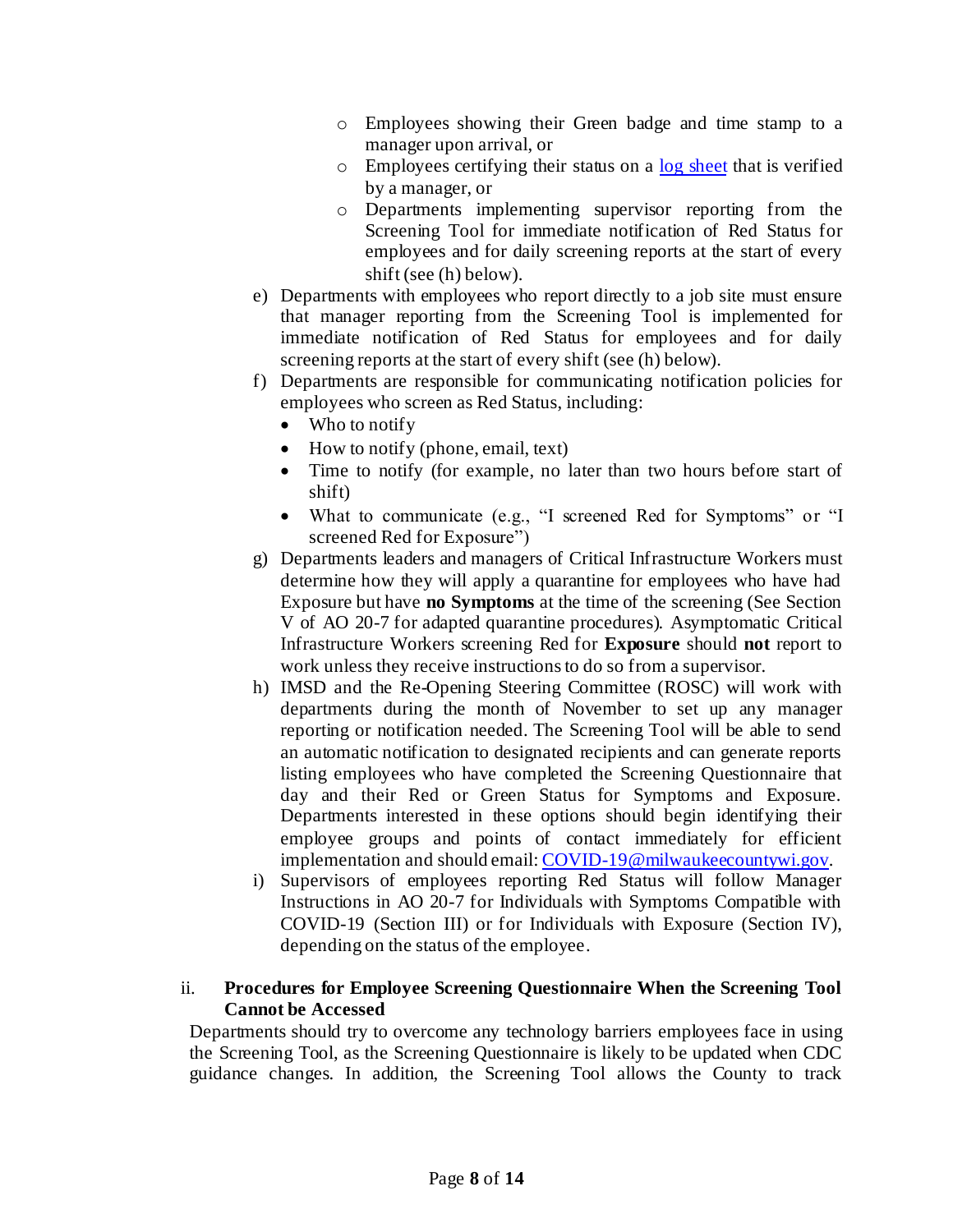- Employees showing their Green badge and time stamp to a manager upon arrival, or
  - Employees certifying their status on a [log sheet]() that is verified by a manager, or
  - Departments implementing supervisor reporting from the Screening Tool for immediate notification of Red Status for employees and for daily screening reports at the start of every shift (see (h) below).

e) Departments with employees who report directly to a job site must ensure that manager reporting from the Screening Tool is implemented for immediate notification of Red Status for employees and for daily screening reports at the start of every shift (see (h) below).

f) Departments are responsible for communicating notification policies for employees who screen as Red Status, including:
   - Who to notify
   - How to notify (phone, email, text)
   - Time to notify (for example, no later than two hours before start of shift)
   - What to communicate (e.g., "I screened Red for Symptoms" or "I screened Red for Exposure")

g) Departments leaders and managers of Critical Infrastructure Workers must determine how they will apply a quarantine for employees who have had Exposure but have **no Symptoms** at the time of the screening (See Section V of AO 20-7 for adapted quarantine procedures). Asymptomatic Critical Infrastructure Workers screening Red for **Exposure** should **not** report to work unless they receive instructions to do so from a supervisor.

h) IMSD and the Re-Opening Steering Committee (ROSC) will work with departments during the month of November to set up any manager reporting or notification needed. The Screening Tool will be able to send an automatic notification to designated recipients and can generate reports listing employees who have completed the Screening Questionnaire that day and their Red or Green Status for Symptoms and Exposure. Departments interested in these options should begin identifying their employee groups and points of contact immediately for efficient implementation and should email: [COVID-19@milwaukeecountywi.gov](mailto:COVID-19@milwaukeecountywi.gov).

i) Supervisors of employees reporting Red Status will follow Manager Instructions in AO 20-7 for Individuals with Symptoms Compatible with COVID-19 (Section III) or for Individuals with Exposure (Section IV), depending on the status of the employee.

ii. **Procedures for Employee Screening Questionnaire When the Screening Tool Cannot be Accessed**

Departments should try to overcome any technology barriers employees face in using the Screening Tool, as the Screening Questionnaire is likely to be updated when CDC guidance changes. In addition, the Screening Tool allows the County to track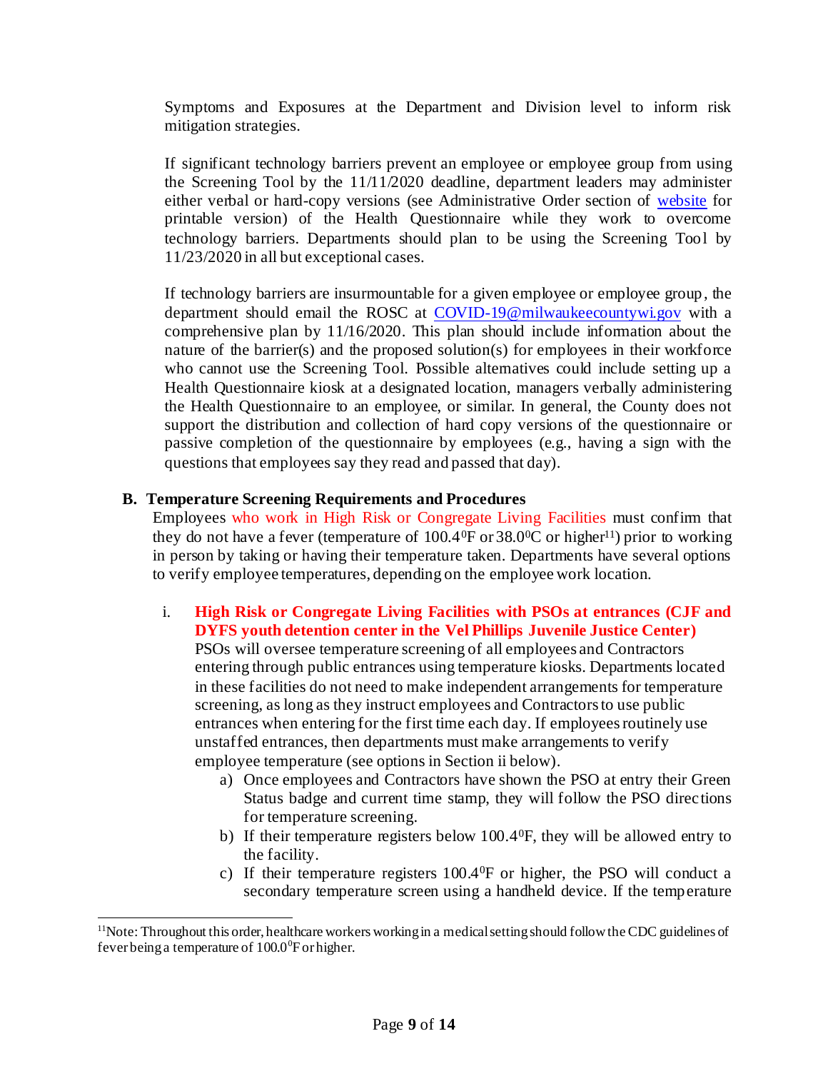Symptoms and Exposures at the Department and Division level to inform risk mitigation strategies.

If significant technology barriers prevent an employee or employee group from using the Screening Tool by the 11/11/2020 deadline, department leaders may administer either verbal or hard-copy versions (see Administrative Order section of website for printable version) of the Health Questionnaire while they work to overcome technology barriers. Departments should plan to be using the Screening Tool by 11/23/2020 in all but exceptional cases.

If technology barriers are insurmountable for a given employee or employee group, the department should email the ROSC at COVID-19@milwaukeecountywi.gov with a comprehensive plan by 11/16/2020. This plan should include information about the nature of the barrier(s) and the proposed solution(s) for employees in their workforce who cannot use the Screening Tool. Possible alternatives could include setting up a Health Questionnaire kiosk at a designated location, managers verbally administering the Health Questionnaire to an employee, or similar. In general, the County does not support the distribution and collection of hard copy versions of the questionnaire or passive completion of the questionnaire by employees (e.g., having a sign with the questions that employees say they read and passed that day).

## B. Temperature Screening Requirements and Procedures

Employees who work in High Risk or Congregate Living Facilities must confirm that they do not have a fever (temperature of 100.4$^0$F or 38.0$^0$C or higher[11]) prior to working in person by taking or having their temperature taken. Departments have several options to verify employee temperatures, depending on the employee work location.

i. **High Risk or Congregate Living Facilities with PSOs at entrances (CJF and DYFS youth detention center in the Vel Phillips Juvenile Justice Center)**
PSOs will oversee temperature screening of all employees and Contractors entering through public entrances using temperature kiosks. Departments located in these facilities do not need to make independent arrangements for temperature screening, as long as they instruct employees and Contractors to use public entrances when entering for the first time each day. If employees routinely use unstaffed entrances, then departments must make arrangements to verify employee temperature (see options in Section ii below).

   a) Once employees and Contractors have shown the PSO at entry their Green Status badge and current time stamp, they will follow the PSO directions for temperature screening.
   b) If their temperature registers below 100.4$^0$F, they will be allowed entry to the facility.
   c) If their temperature registers 100.4$^0$F or higher, the PSO will conduct a secondary temperature screen using a handheld device. If the temperature

[11]Note: Throughout this order, healthcare workers working in a medical setting should follow the CDC guidelines of fever being a temperature of 100.0$^0$F or higher.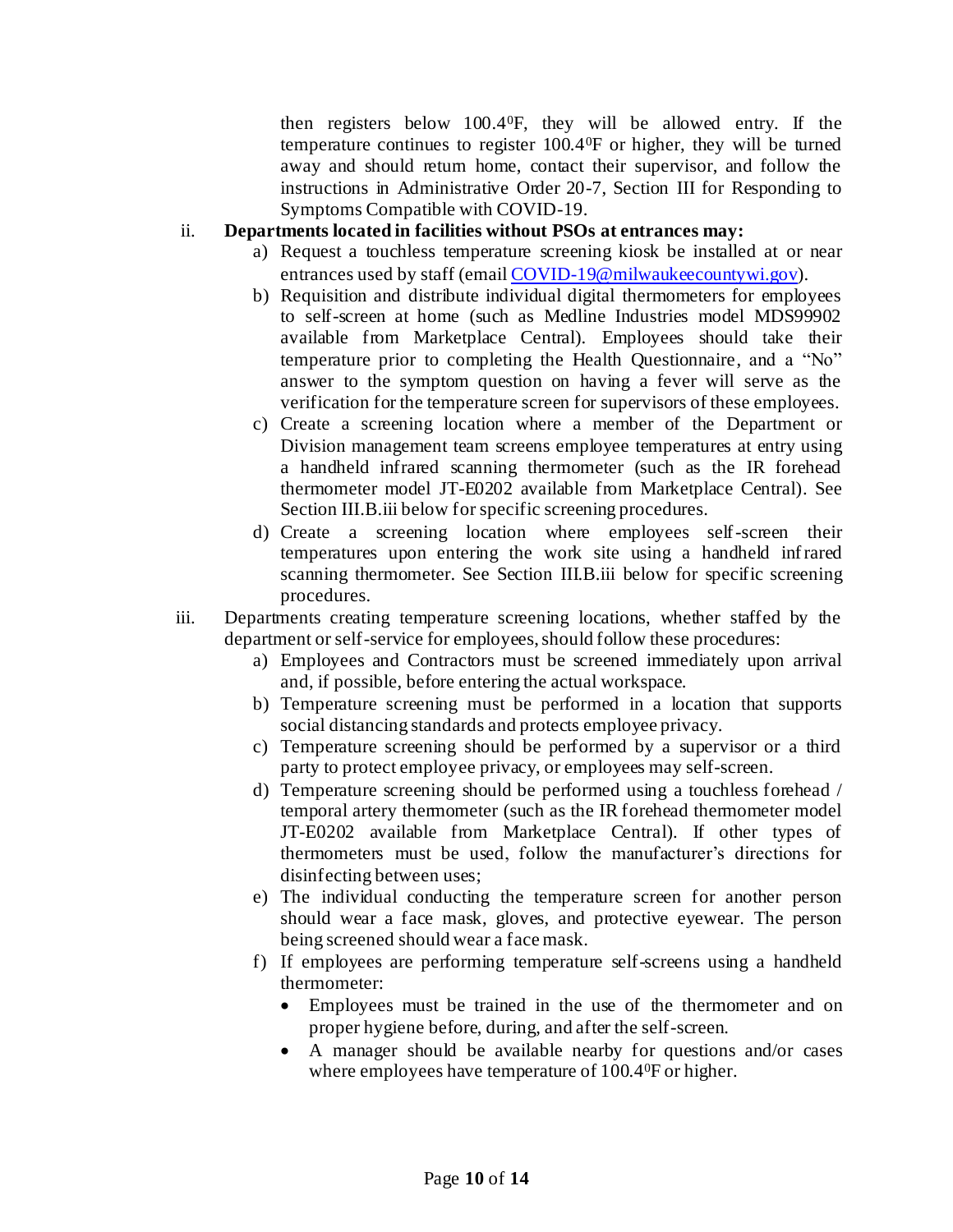then registers below 100.4$^0$F, they will be allowed entry. If the temperature continues to register 100.4$^0$F or higher, they will be turned away and should return home, contact their supervisor, and follow the instructions in Administrative Order 20-7, Section III for Responding to Symptoms Compatible with COVID-19.

ii. **Departments located in facilities without PSOs at entrances may:**

   a) Request a touchless temperature screening kiosk be installed at or near entrances used by staff (email [COVID-19@milwaukeecountywi.gov](mailto:COVID-19@milwaukeecountywi.gov)).
   b) Requisition and distribute individual digital thermometers for employees to self-screen at home (such as Medline Industries model MDS99902 available from Marketplace Central). Employees should take their temperature prior to completing the Health Questionnaire, and a "No" answer to the symptom question on having a fever will serve as the verification for the temperature screen for supervisors of these employees.
   c) Create a screening location where a member of the Department or Division management team screens employee temperatures at entry using a handheld infrared scanning thermometer (such as the IR forehead thermometer model JT-E0202 available from Marketplace Central). See Section III.B.iii below for specific screening procedures.
   d) Create a screening location where employees self-screen their temperatures upon entering the work site using a handheld infrared scanning thermometer. See Section III.B.iii below for specific screening procedures.

iii. Departments creating temperature screening locations, whether staffed by the department or self-service for employees, should follow these procedures:

   a) Employees and Contractors must be screened immediately upon arrival and, if possible, before entering the actual workspace.
   b) Temperature screening must be performed in a location that supports social distancing standards and protects employee privacy.
   c) Temperature screening should be performed by a supervisor or a third party to protect employee privacy, or employees may self-screen.
   d) Temperature screening should be performed using a touchless forehead / temporal artery thermometer (such as the IR forehead thermometer model JT-E0202 available from Marketplace Central). If other types of thermometers must be used, follow the manufacturer's directions for disinfecting between uses;
   e) The individual conducting the temperature screen for another person should wear a face mask, gloves, and protective eyewear. The person being screened should wear a face mask.
   f) If employees are performing temperature self-screens using a handheld thermometer:
      - Employees must be trained in the use of the thermometer and on proper hygiene before, during, and after the self-screen.
      - A manager should be available nearby for questions and/or cases where employees have temperature of 100.4$^0$F or higher.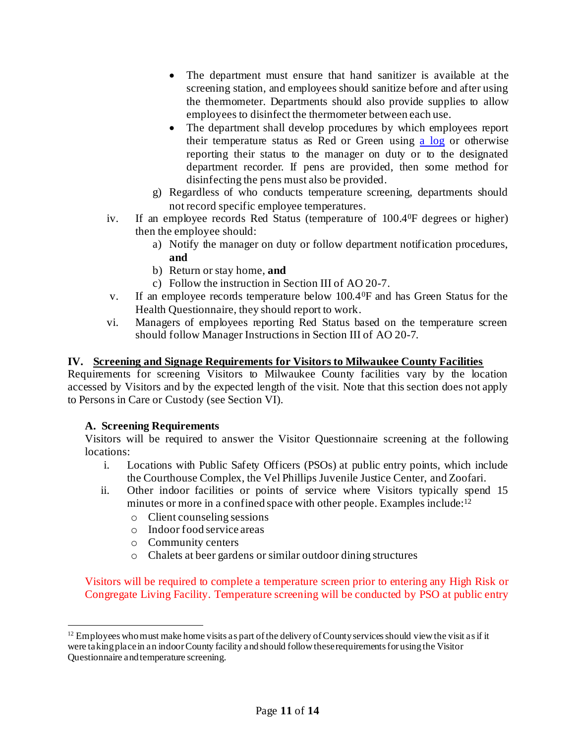- The department must ensure that hand sanitizer is available at the screening station, and employees should sanitize before and after using the thermometer. Departments should also provide supplies to allow employees to disinfect the thermometer between each use.
- The department shall develop procedures by which employees report their temperature status as Red or Green using a log or otherwise reporting their status to the manager on duty or to the designated department recorder. If pens are provided, then some method for disinfecting the pens must also be provided.

g) Regardless of who conducts temperature screening, departments should not record specific employee temperatures.

iv. If an employee records Red Status (temperature of 100.4$^{0}$F degrees or higher) then the employee should:

   a) Notify the manager on duty or follow department notification procedures, **and**
   b) Return or stay home, **and**
   c) Follow the instruction in Section III of AO 20-7.

v. If an employee records temperature below 100.4$^{0}$F and has Green Status for the Health Questionnaire, they should report to work.

vi. Managers of employees reporting Red Status based on the temperature screen should follow Manager Instructions in Section III of AO 20-7.

## IV. Screening and Signage Requirements for Visitors to Milwaukee County Facilities

Requirements for screening Visitors to Milwaukee County facilities vary by the location accessed by Visitors and by the expected length of the visit. Note that this section does not apply to Persons in Care or Custody (see Section VI).

### A. Screening Requirements

Visitors will be required to answer the Visitor Questionnaire screening at the following locations:

i. Locations with Public Safety Officers (PSOs) at public entry points, which include the Courthouse Complex, the Vel Phillips Juvenile Justice Center, and Zoofari.

ii. Other indoor facilities or points of service where Visitors typically spend 15 minutes or more in a confined space with other people. Examples include:[12]

   - Client counseling sessions
   - Indoor food service areas
   - Community centers
   - Chalets at beer gardens or similar outdoor dining structures

Visitors will be required to complete a temperature screen prior to entering any High Risk or Congregate Living Facility. Temperature screening will be conducted by PSO at public entry

[12] Employees who must make home visits as part of the delivery of County services should view the visit as if it were taking place in an indoor County facility and should follow these requirements for using the Visitor Questionnaire and temperature screening.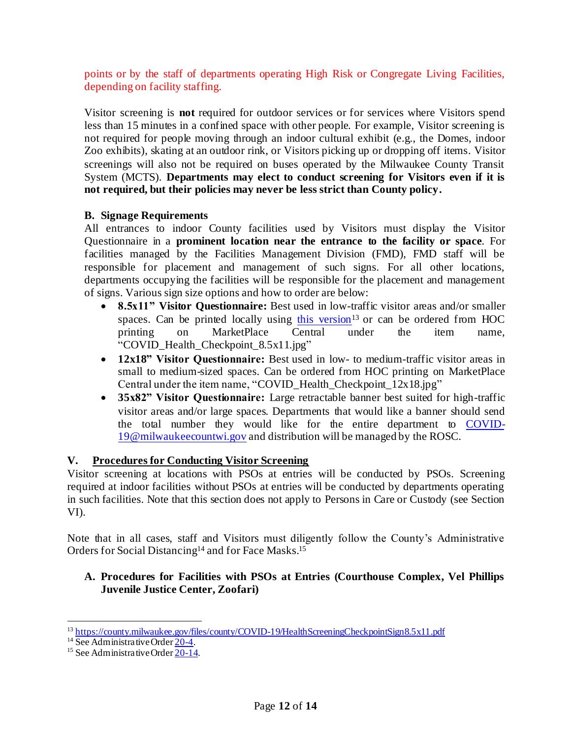points or by the staff of departments operating High Risk or Congregate Living Facilities, depending on facility staffing.

Visitor screening is **not** required for outdoor services or for services where Visitors spend less than 15 minutes in a confined space with other people. For example, Visitor screening is not required for people moving through an indoor cultural exhibit (e.g., the Domes, indoor Zoo exhibits), skating at an outdoor rink, or Visitors picking up or dropping off items. Visitor screenings will also not be required on buses operated by the Milwaukee County Transit System (MCTS). **Departments may elect to conduct screening for Visitors even if it is not required, but their policies may never be less strict than County policy.**

### B. Signage Requirements

All entrances to indoor County facilities used by Visitors must display the Visitor Questionnaire in a **prominent location near the entrance to the facility or space**. For facilities managed by the Facilities Management Division (FMD), FMD staff will be responsible for placement and management of such signs. For all other locations, departments occupying the facilities will be responsible for the placement and management of signs. Various sign size options and how to order are below:

- **8.5x11" Visitor Questionnaire:** Best used in low-traffic visitor areas and/or smaller spaces. Can be printed locally using [this version](https://county.milwaukee.gov/files/county/COVID-19/HealthScreeningCheckpointSign8.5x11.pdf)[13] or can be ordered from HOC printing on MarketPlace Central under the item name, "COVID_Health_Checkpoint_8.5x11.jpg"
- **12x18" Visitor Questionnaire:** Best used in low- to medium-traffic visitor areas in small to medium-sized spaces. Can be ordered from HOC printing on MarketPlace Central under the item name, "COVID_Health_Checkpoint_12x18.jpg"
- **35x82" Visitor Questionnaire:** Large retractable banner best suited for high-traffic visitor areas and/or large spaces. Departments that would like a banner should send the total number they would like for the entire department to [COVID-19@milwaukeecountwi.gov](mailto:COVID-19@milwaukeecountwi.gov) and distribution will be managed by the ROSC.

## V. Procedures for Conducting Visitor Screening

Visitor screening at locations with PSOs at entries will be conducted by PSOs. Screening required at indoor facilities without PSOs at entries will be conducted by departments operating in such facilities. Note that this section does not apply to Persons in Care or Custody (see Section VI).

Note that in all cases, staff and Visitors must diligently follow the County's Administrative Orders for Social Distancing[14] and for Face Masks.[15]

### A. Procedures for Facilities with PSOs at Entries (Courthouse Complex, Vel Phillips Juvenile Justice Center, Zoofari)

---

[13] https://county.milwaukee.gov/files/county/COVID-19/HealthScreeningCheckpointSign8.5x11.pdf

[14] See Administrative Order 20-4.

[15] See Administrative Order 20-14.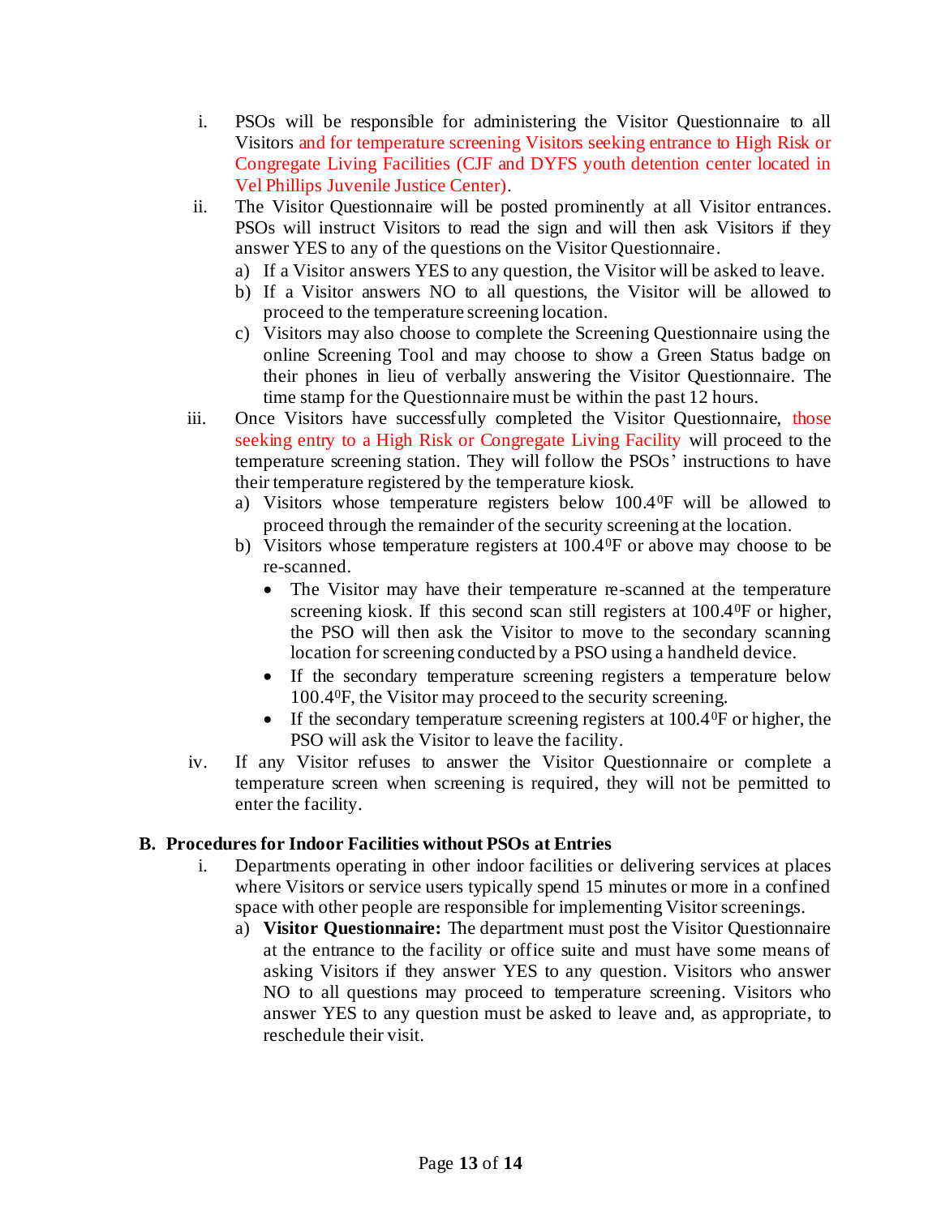i. PSOs will be responsible for administering the Visitor Questionnaire to all Visitors and for temperature screening Visitors seeking entrance to High Risk or Congregate Living Facilities (CJF and DYFS youth detention center located in Vel Phillips Juvenile Justice Center).

ii. The Visitor Questionnaire will be posted prominently at all Visitor entrances. PSOs will instruct Visitors to read the sign and will then ask Visitors if they answer YES to any of the questions on the Visitor Questionnaire.

   a) If a Visitor answers YES to any question, the Visitor will be asked to leave.
   b) If a Visitor answers NO to all questions, the Visitor will be allowed to proceed to the temperature screening location.
   c) Visitors may also choose to complete the Screening Questionnaire using the online Screening Tool and may choose to show a Green Status badge on their phones in lieu of verbally answering the Visitor Questionnaire. The time stamp for the Questionnaire must be within the past 12 hours.

iii. Once Visitors have successfully completed the Visitor Questionnaire, those seeking entry to a High Risk or Congregate Living Facility will proceed to the temperature screening station. They will follow the PSOs' instructions to have their temperature registered by the temperature kiosk.

   a) Visitors whose temperature registers below 100.4$^0$F will be allowed to proceed through the remainder of the security screening at the location.
   b) Visitors whose temperature registers at 100.4$^0$F or above may choose to be re-scanned.
      - The Visitor may have their temperature re-scanned at the temperature screening kiosk. If this second scan still registers at 100.4$^0$F or higher, the PSO will then ask the Visitor to move to the secondary scanning location for screening conducted by a PSO using a handheld device.
      - If the secondary temperature screening registers a temperature below 100.4$^0$F, the Visitor may proceed to the security screening.
      - If the secondary temperature screening registers at 100.4$^0$F or higher, the PSO will ask the Visitor to leave the facility.

iv. If any Visitor refuses to answer the Visitor Questionnaire or complete a temperature screen when screening is required, they will not be permitted to enter the facility.

**B. Procedures for Indoor Facilities without PSOs at Entries**

i. Departments operating in other indoor facilities or delivering services at places where Visitors or service users typically spend 15 minutes or more in a confined space with other people are responsible for implementing Visitor screenings.

   a) **Visitor Questionnaire:** The department must post the Visitor Questionnaire at the entrance to the facility or office suite and must have some means of asking Visitors if they answer YES to any question. Visitors who answer NO to all questions may proceed to temperature screening. Visitors who answer YES to any question must be asked to leave and, as appropriate, to reschedule their visit.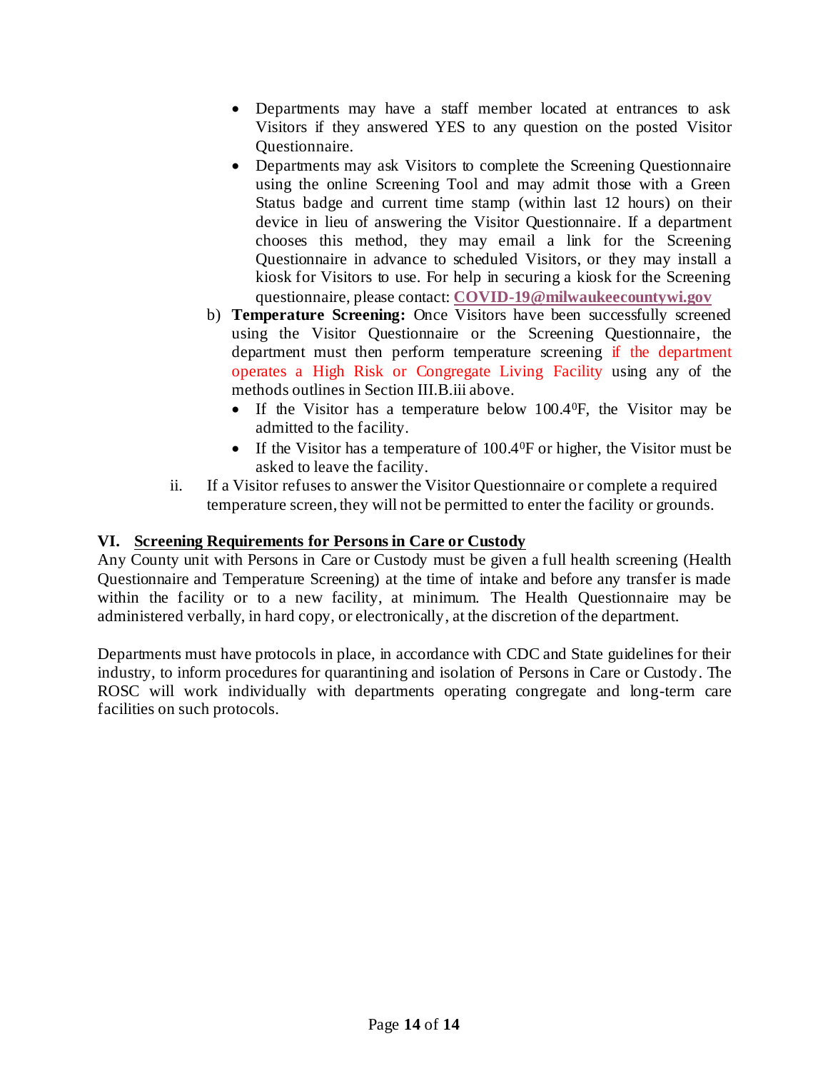- Departments may have a staff member located at entrances to ask Visitors if they answered YES to any question on the posted Visitor Questionnaire.
- Departments may ask Visitors to complete the Screening Questionnaire using the online Screening Tool and may admit those with a Green Status badge and current time stamp (within last 12 hours) on their device in lieu of answering the Visitor Questionnaire. If a department chooses this method, they may email a link for the Screening Questionnaire in advance to scheduled Visitors, or they may install a kiosk for Visitors to use. For help in securing a kiosk for the Screening questionnaire, please contact: **COVID-19@milwaukeecountywi.gov**

b) **Temperature Screening:** Once Visitors have been successfully screened using the Visitor Questionnaire or the Screening Questionnaire, the department must then perform temperature screening if the department operates a High Risk or Congregate Living Facility using any of the methods outlines in Section III.B.iii above.
   - If the Visitor has a temperature below 100.4$^0$F, the Visitor may be admitted to the facility.
   - If the Visitor has a temperature of 100.4$^0$F or higher, the Visitor must be asked to leave the facility.

ii. If a Visitor refuses to answer the Visitor Questionnaire or complete a required temperature screen, they will not be permitted to enter the facility or grounds.

## VI. Screening Requirements for Persons in Care or Custody

Any County unit with Persons in Care or Custody must be given a full health screening (Health Questionnaire and Temperature Screening) at the time of intake and before any transfer is made within the facility or to a new facility, at minimum. The Health Questionnaire may be administered verbally, in hard copy, or electronically, at the discretion of the department.

Departments must have protocols in place, in accordance with CDC and State guidelines for their industry, to inform procedures for quarantining and isolation of Persons in Care or Custody. The ROSC will work individually with departments operating congregate and long-term care facilities on such protocols.